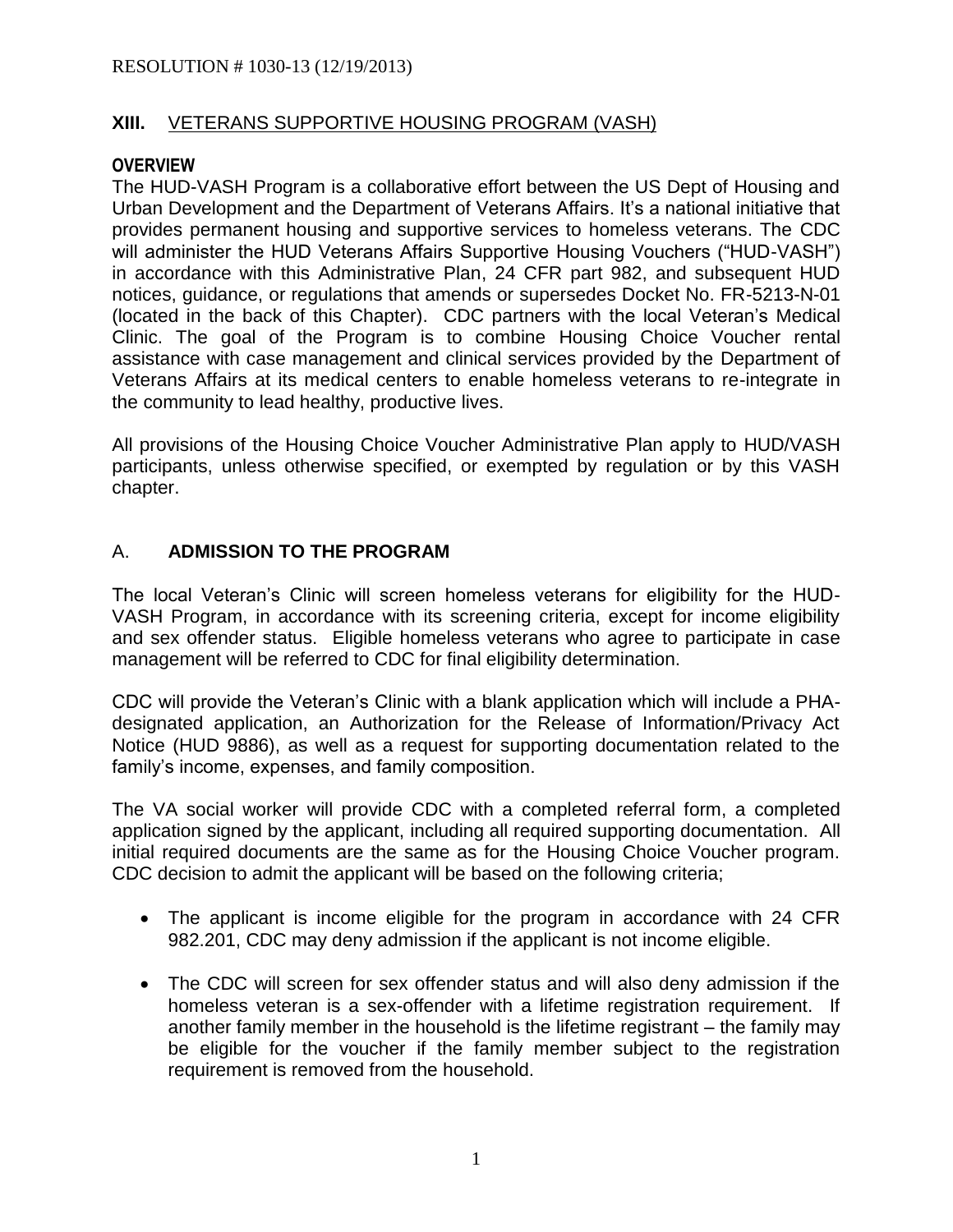RESOLUTION # 1030-13 (12/19/2013)

## XIII. VETERANS SUPPORTIVE HOUSING PROGRAM (VASH)

### OVERVIEW

The HUD-VASH Program is a collaborative effort between the US Dept of Housing and Urban Development and the Department of Veterans Affairs. It's a national initiative that provides permanent housing and supportive services to homeless veterans. The CDC will administer the HUD Veterans Affairs Supportive Housing Vouchers ("HUD-VASH") in accordance with this Administrative Plan, 24 CFR part 982, and subsequent HUD notices, guidance, or regulations that amends or supersedes Docket No. FR-5213-N-01 (located in the back of this Chapter). CDC partners with the local Veteran's Medical Clinic. The goal of the Program is to combine Housing Choice Voucher rental assistance with case management and clinical services provided by the Department of Veterans Affairs at its medical centers to enable homeless veterans to re-integrate in the community to lead healthy, productive lives.

All provisions of the Housing Choice Voucher Administrative Plan apply to HUD/VASH participants, unless otherwise specified, or exempted by regulation or by this VASH chapter.

### A. ADMISSION TO THE PROGRAM

The local Veteran's Clinic will screen homeless veterans for eligibility for the HUD-VASH Program, in accordance with its screening criteria, except for income eligibility and sex offender status. Eligible homeless veterans who agree to participate in case management will be referred to CDC for final eligibility determination.

CDC will provide the Veteran's Clinic with a blank application which will include a PHA-designated application, an Authorization for the Release of Information/Privacy Act Notice (HUD 9886), as well as a request for supporting documentation related to the family's income, expenses, and family composition.

The VA social worker will provide CDC with a completed referral form, a completed application signed by the applicant, including all required supporting documentation. All initial required documents are the same as for the Housing Choice Voucher program. CDC decision to admit the applicant will be based on the following criteria;

- The applicant is income eligible for the program in accordance with 24 CFR 982.201, CDC may deny admission if the applicant is not income eligible.
- The CDC will screen for sex offender status and will also deny admission if the homeless veteran is a sex-offender with a lifetime registration requirement. If another family member in the household is the lifetime registrant – the family may be eligible for the voucher if the family member subject to the registration requirement is removed from the household.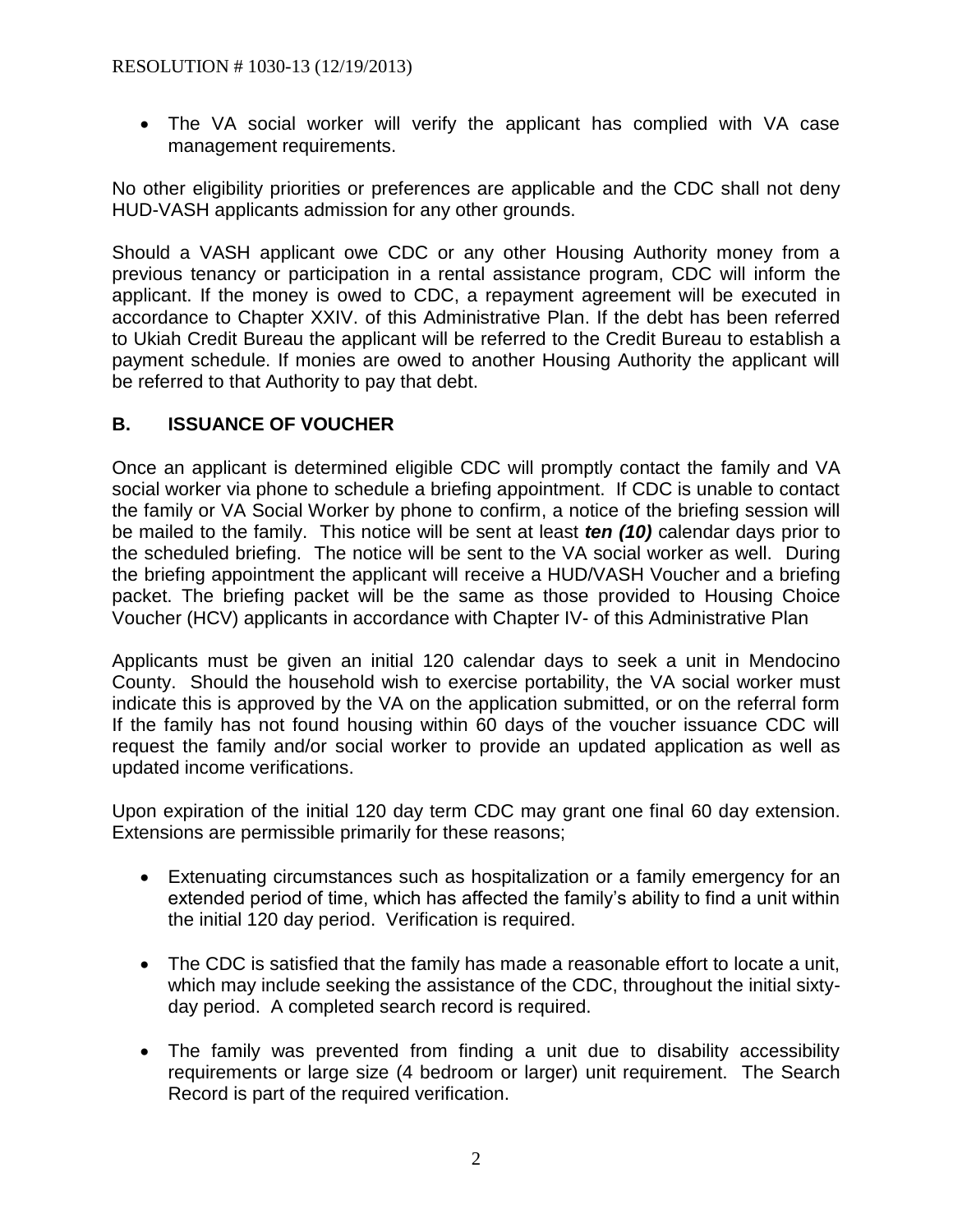- The VA social worker will verify the applicant has complied with VA case management requirements.

No other eligibility priorities or preferences are applicable and the CDC shall not deny HUD-VASH applicants admission for any other grounds.

Should a VASH applicant owe CDC or any other Housing Authority money from a previous tenancy or participation in a rental assistance program, CDC will inform the applicant. If the money is owed to CDC, a repayment agreement will be executed in accordance to Chapter XXIV. of this Administrative Plan. If the debt has been referred to Ukiah Credit Bureau the applicant will be referred to the Credit Bureau to establish a payment schedule. If monies are owed to another Housing Authority the applicant will be referred to that Authority to pay that debt.

## B. ISSUANCE OF VOUCHER

Once an applicant is determined eligible CDC will promptly contact the family and VA social worker via phone to schedule a briefing appointment. If CDC is unable to contact the family or VA Social Worker by phone to confirm, a notice of the briefing session will be mailed to the family. This notice will be sent at least ***ten (10)*** calendar days prior to the scheduled briefing. The notice will be sent to the VA social worker as well. During the briefing appointment the applicant will receive a HUD/VASH Voucher and a briefing packet. The briefing packet will be the same as those provided to Housing Choice Voucher (HCV) applicants in accordance with Chapter IV- of this Administrative Plan

Applicants must be given an initial 120 calendar days to seek a unit in Mendocino County. Should the household wish to exercise portability, the VA social worker must indicate this is approved by the VA on the application submitted, or on the referral form If the family has not found housing within 60 days of the voucher issuance CDC will request the family and/or social worker to provide an updated application as well as updated income verifications.

Upon expiration of the initial 120 day term CDC may grant one final 60 day extension. Extensions are permissible primarily for these reasons;

- Extenuating circumstances such as hospitalization or a family emergency for an extended period of time, which has affected the family's ability to find a unit within the initial 120 day period. Verification is required.

- The CDC is satisfied that the family has made a reasonable effort to locate a unit, which may include seeking the assistance of the CDC, throughout the initial sixty-day period. A completed search record is required.

- The family was prevented from finding a unit due to disability accessibility requirements or large size (4 bedroom or larger) unit requirement. The Search Record is part of the required verification.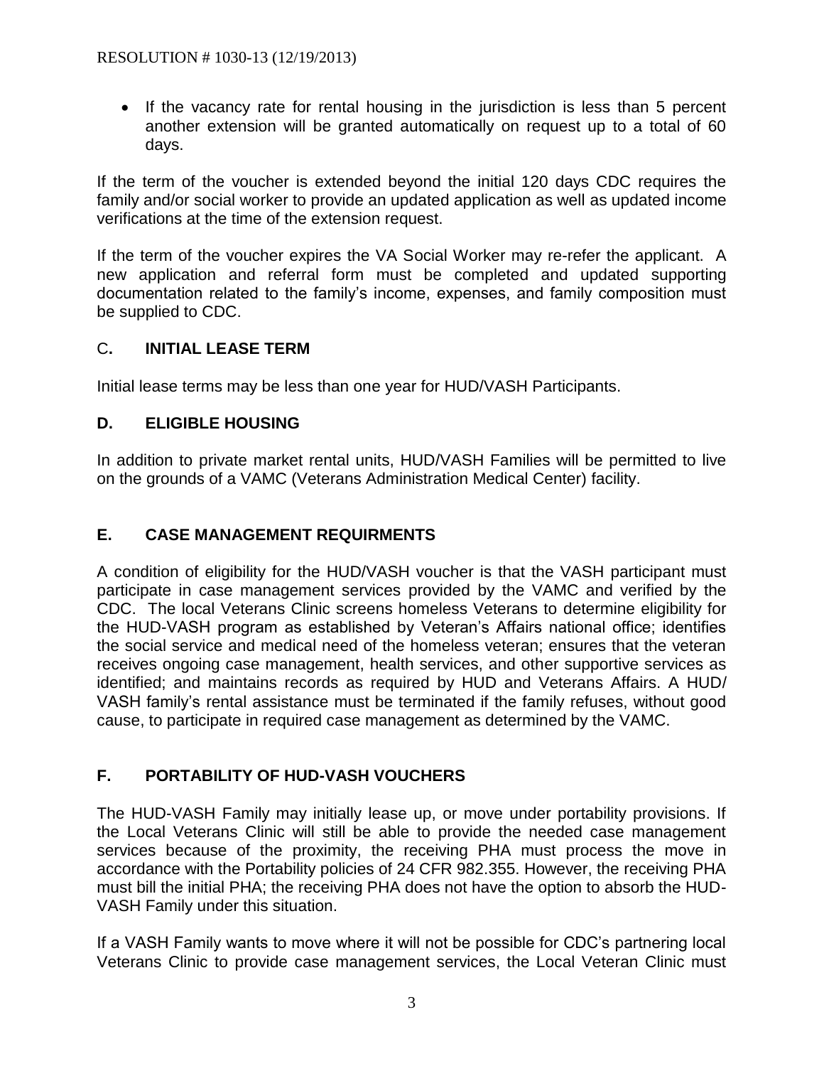- If the vacancy rate for rental housing in the jurisdiction is less than 5 percent another extension will be granted automatically on request up to a total of 60 days.

If the term of the voucher is extended beyond the initial 120 days CDC requires the family and/or social worker to provide an updated application as well as updated income verifications at the time of the extension request.

If the term of the voucher expires the VA Social Worker may re-refer the applicant. A new application and referral form must be completed and updated supporting documentation related to the family's income, expenses, and family composition must be supplied to CDC.

## C. INITIAL LEASE TERM

Initial lease terms may be less than one year for HUD/VASH Participants.

## D. ELIGIBLE HOUSING

In addition to private market rental units, HUD/VASH Families will be permitted to live on the grounds of a VAMC (Veterans Administration Medical Center) facility.

## E. CASE MANAGEMENT REQUIRMENTS

A condition of eligibility for the HUD/VASH voucher is that the VASH participant must participate in case management services provided by the VAMC and verified by the CDC. The local Veterans Clinic screens homeless Veterans to determine eligibility for the HUD-VASH program as established by Veteran's Affairs national office; identifies the social service and medical need of the homeless veteran; ensures that the veteran receives ongoing case management, health services, and other supportive services as identified; and maintains records as required by HUD and Veterans Affairs. A HUD/ VASH family's rental assistance must be terminated if the family refuses, without good cause, to participate in required case management as determined by the VAMC.

## F. PORTABILITY OF HUD-VASH VOUCHERS

The HUD-VASH Family may initially lease up, or move under portability provisions. If the Local Veterans Clinic will still be able to provide the needed case management services because of the proximity, the receiving PHA must process the move in accordance with the Portability policies of 24 CFR 982.355. However, the receiving PHA must bill the initial PHA; the receiving PHA does not have the option to absorb the HUD-VASH Family under this situation.

If a VASH Family wants to move where it will not be possible for CDC's partnering local Veterans Clinic to provide case management services, the Local Veteran Clinic must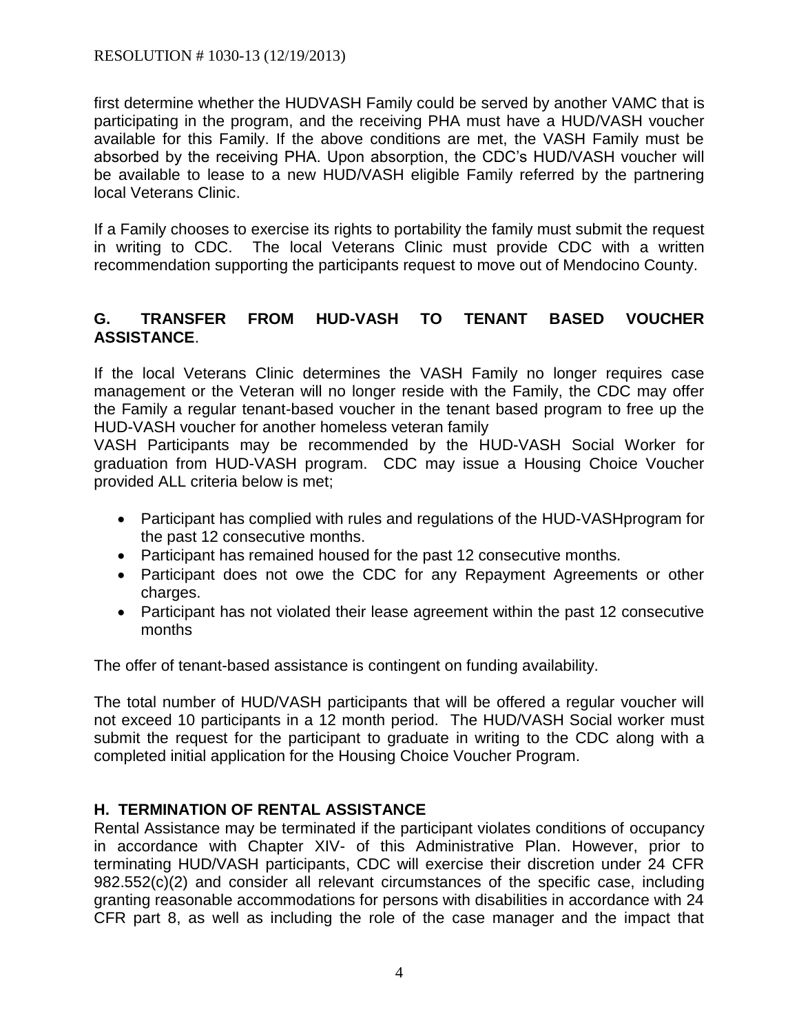first determine whether the HUDVASH Family could be served by another VAMC that is participating in the program, and the receiving PHA must have a HUD/VASH voucher available for this Family. If the above conditions are met, the VASH Family must be absorbed by the receiving PHA. Upon absorption, the CDC's HUD/VASH voucher will be available to lease to a new HUD/VASH eligible Family referred by the partnering local Veterans Clinic.

If a Family chooses to exercise its rights to portability the family must submit the request in writing to CDC. The local Veterans Clinic must provide CDC with a written recommendation supporting the participants request to move out of Mendocino County.

## G. TRANSFER FROM HUD-VASH TO TENANT BASED VOUCHER ASSISTANCE.

If the local Veterans Clinic determines the VASH Family no longer requires case management or the Veteran will no longer reside with the Family, the CDC may offer the Family a regular tenant-based voucher in the tenant based program to free up the HUD-VASH voucher for another homeless veteran family

VASH Participants may be recommended by the HUD-VASH Social Worker for graduation from HUD-VASH program. CDC may issue a Housing Choice Voucher provided ALL criteria below is met;

- Participant has complied with rules and regulations of the HUD-VASHprogram for the past 12 consecutive months.
- Participant has remained housed for the past 12 consecutive months.
- Participant does not owe the CDC for any Repayment Agreements or other charges.
- Participant has not violated their lease agreement within the past 12 consecutive months

The offer of tenant-based assistance is contingent on funding availability.

The total number of HUD/VASH participants that will be offered a regular voucher will not exceed 10 participants in a 12 month period. The HUD/VASH Social worker must submit the request for the participant to graduate in writing to the CDC along with a completed initial application for the Housing Choice Voucher Program.

## H. TERMINATION OF RENTAL ASSISTANCE

Rental Assistance may be terminated if the participant violates conditions of occupancy in accordance with Chapter XIV- of this Administrative Plan. However, prior to terminating HUD/VASH participants, CDC will exercise their discretion under 24 CFR 982.552(c)(2) and consider all relevant circumstances of the specific case, including granting reasonable accommodations for persons with disabilities in accordance with 24 CFR part 8, as well as including the role of the case manager and the impact that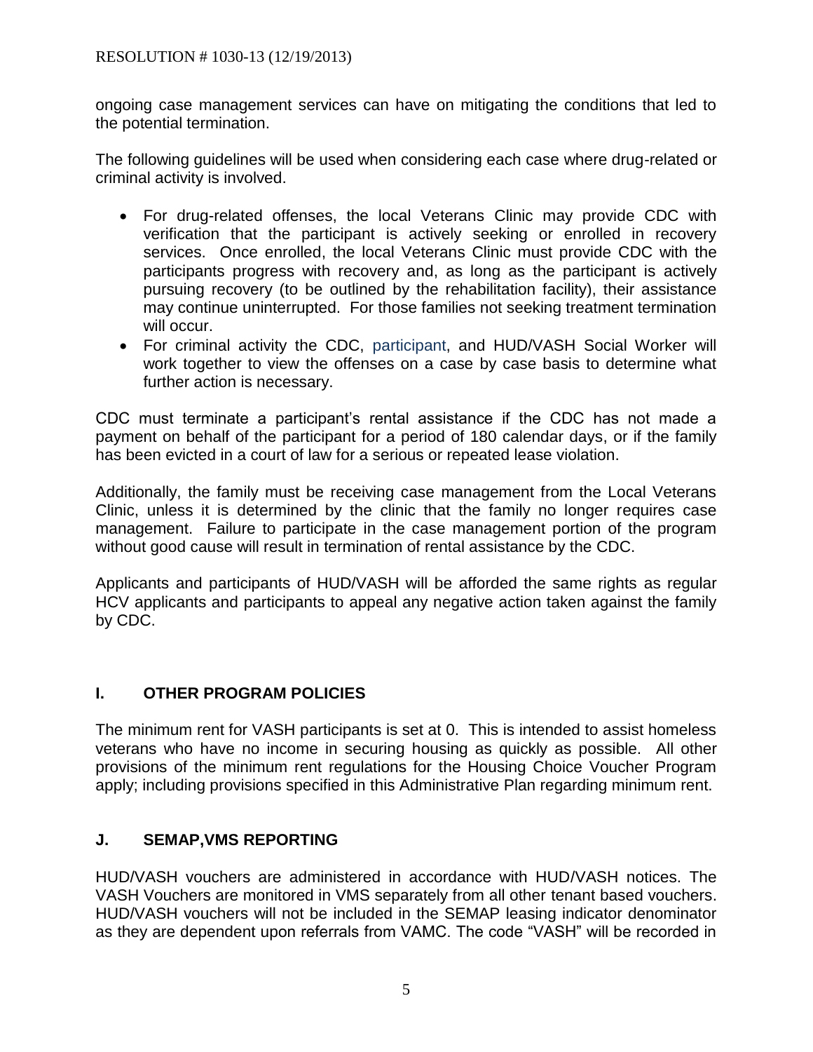ongoing case management services can have on mitigating the conditions that led to the potential termination.

The following guidelines will be used when considering each case where drug-related or criminal activity is involved.

- For drug-related offenses, the local Veterans Clinic may provide CDC with verification that the participant is actively seeking or enrolled in recovery services. Once enrolled, the local Veterans Clinic must provide CDC with the participants progress with recovery and, as long as the participant is actively pursuing recovery (to be outlined by the rehabilitation facility), their assistance may continue uninterrupted. For those families not seeking treatment termination will occur.
- For criminal activity the CDC, participant, and HUD/VASH Social Worker will work together to view the offenses on a case by case basis to determine what further action is necessary.

CDC must terminate a participant's rental assistance if the CDC has not made a payment on behalf of the participant for a period of 180 calendar days, or if the family has been evicted in a court of law for a serious or repeated lease violation.

Additionally, the family must be receiving case management from the Local Veterans Clinic, unless it is determined by the clinic that the family no longer requires case management. Failure to participate in the case management portion of the program without good cause will result in termination of rental assistance by the CDC.

Applicants and participants of HUD/VASH will be afforded the same rights as regular HCV applicants and participants to appeal any negative action taken against the family by CDC.

## I. OTHER PROGRAM POLICIES

The minimum rent for VASH participants is set at 0. This is intended to assist homeless veterans who have no income in securing housing as quickly as possible. All other provisions of the minimum rent regulations for the Housing Choice Voucher Program apply; including provisions specified in this Administrative Plan regarding minimum rent.

## J. SEMAP,VMS REPORTING

HUD/VASH vouchers are administered in accordance with HUD/VASH notices. The VASH Vouchers are monitored in VMS separately from all other tenant based vouchers. HUD/VASH vouchers will not be included in the SEMAP leasing indicator denominator as they are dependent upon referrals from VAMC. The code "VASH" will be recorded in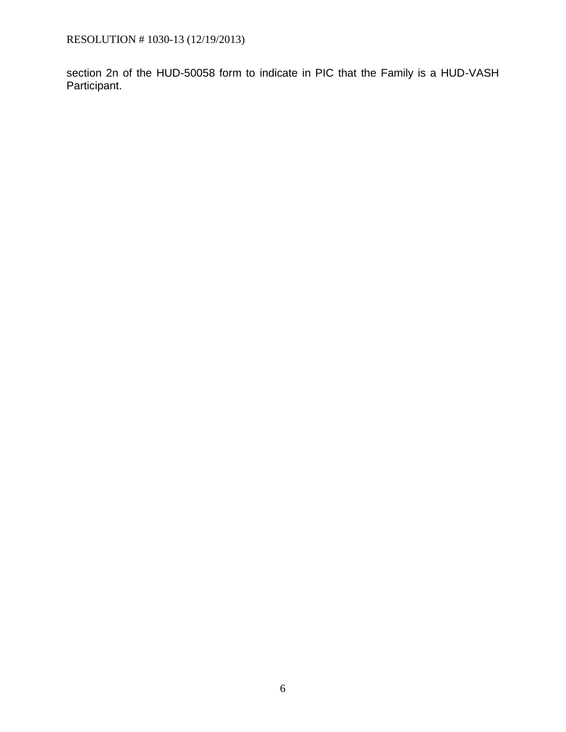section 2n of the HUD-50058 form to indicate in PIC that the Family is a HUD-VASH Participant.